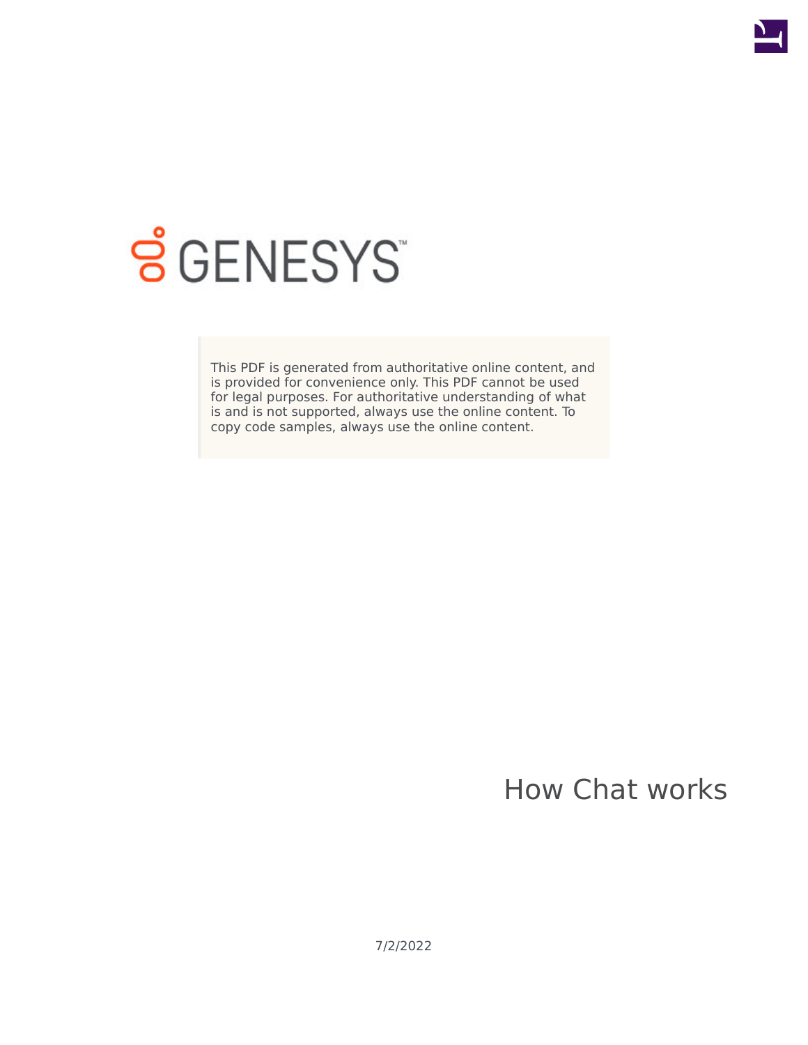This PDF is generated from authoritative online content, and is provided for convenience only. This PDF cannot be used for legal purposes. For authoritative understanding of what is and is not supported, always use the online content. To copy code samples, always use the online content.

# How Chat works

7/2/2022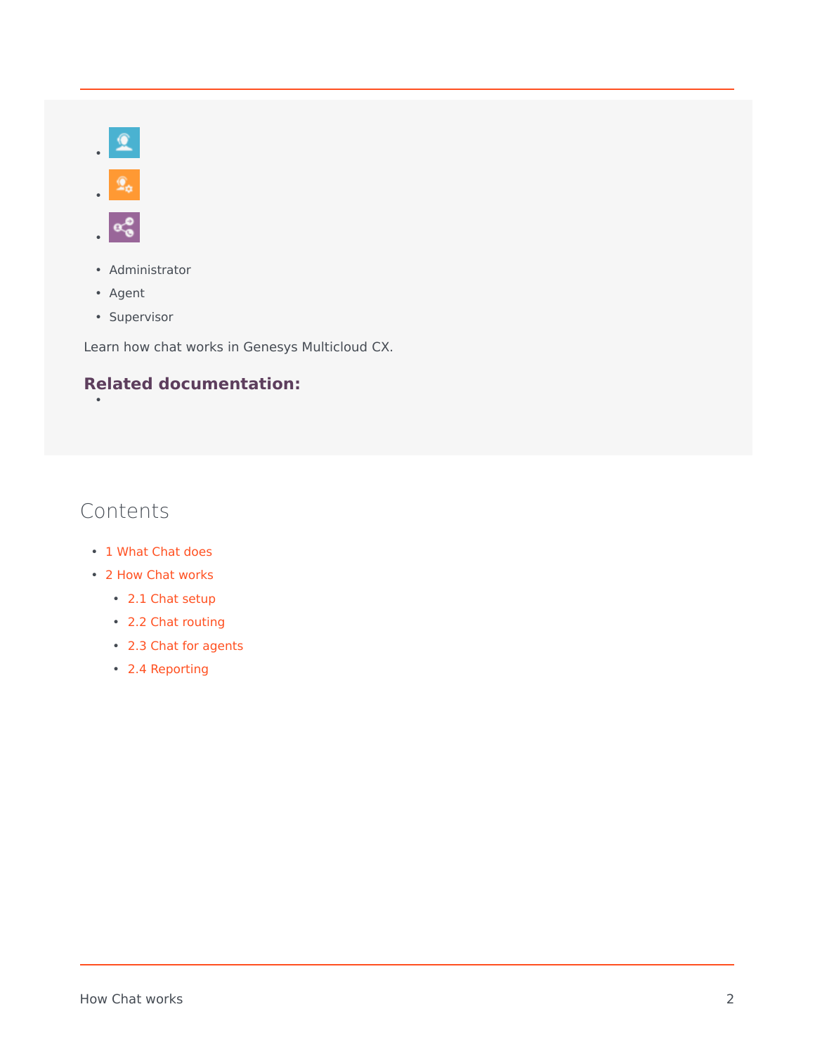- Administrator
- Agent
- Supervisor

Learn how chat works in Genesys Multicloud CX.

**Related documentation:**

## Contents

- 1 What Chat does
- 2 How Chat works
    - 2.1 Chat setup
    - 2.2 Chat routing
    - 2.3 Chat for agents
    - 2.4 Reporting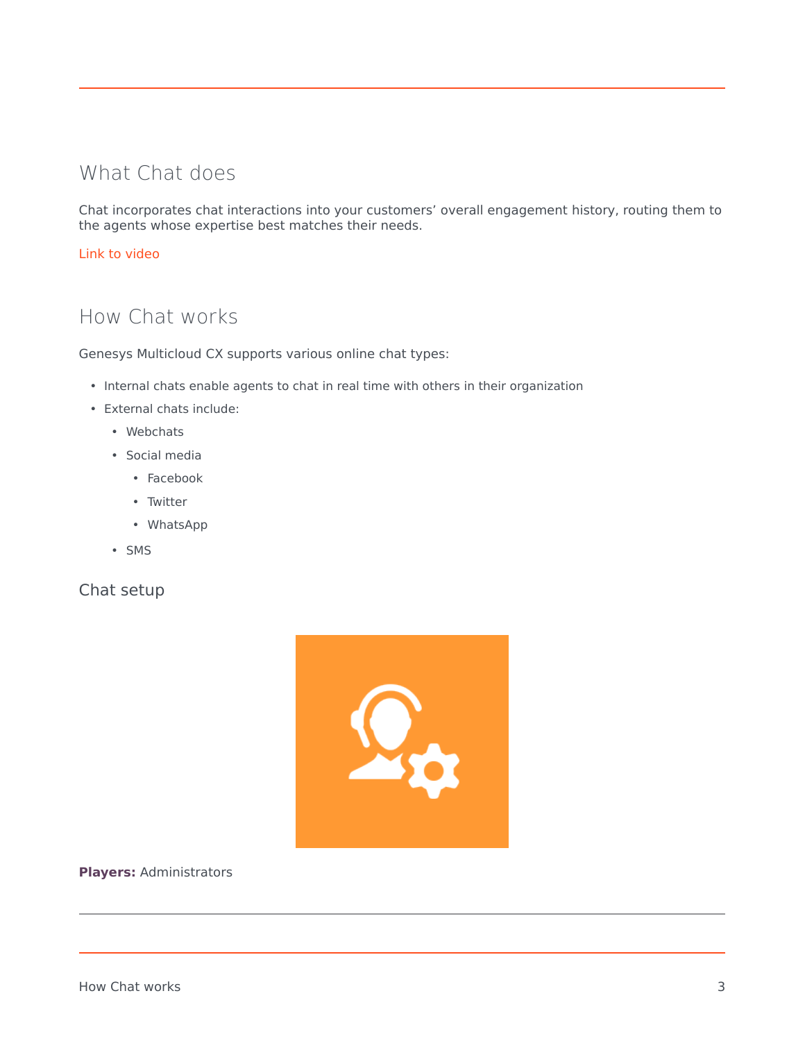## What Chat does

Chat incorporates chat interactions into your customers' overall engagement history, routing them to the agents whose expertise best matches their needs.

Link to video

## How Chat works

Genesys Multicloud CX supports various online chat types:

- Internal chats enable agents to chat in real time with others in their organization
- External chats include:
  - Webchats
  - Social media
    - Facebook
    - Twitter
    - WhatsApp
  - SMS

### Chat setup

**Players:** Administrators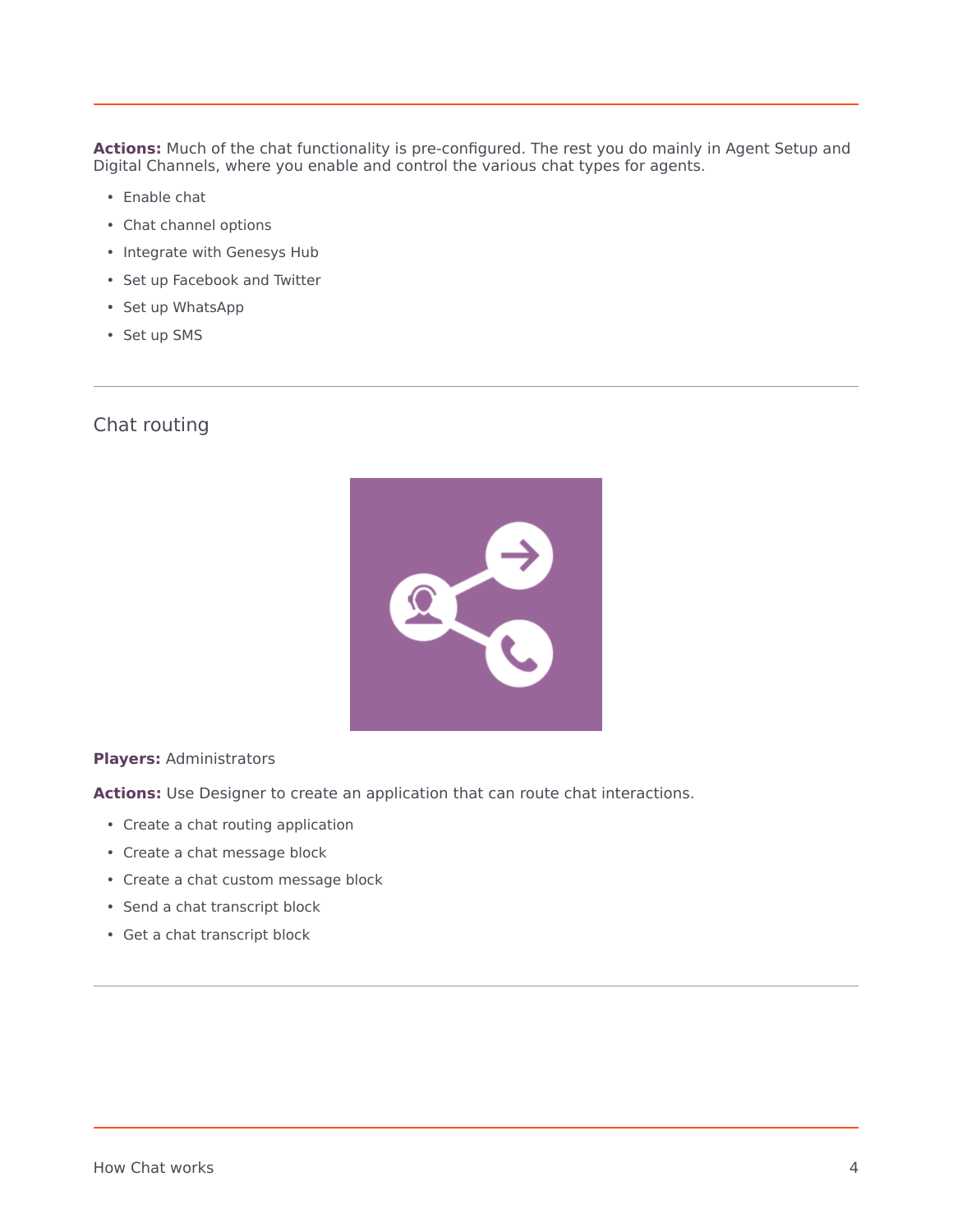**Actions:** Much of the chat functionality is pre-configured. The rest you do mainly in Agent Setup and Digital Channels, where you enable and control the various chat types for agents.

- Enable chat
- Chat channel options
- Integrate with Genesys Hub
- Set up Facebook and Twitter
- Set up WhatsApp
- Set up SMS

## Chat routing

**Players:** Administrators

**Actions:** Use Designer to create an application that can route chat interactions.

- Create a chat routing application
- Create a chat message block
- Create a chat custom message block
- Send a chat transcript block
- Get a chat transcript block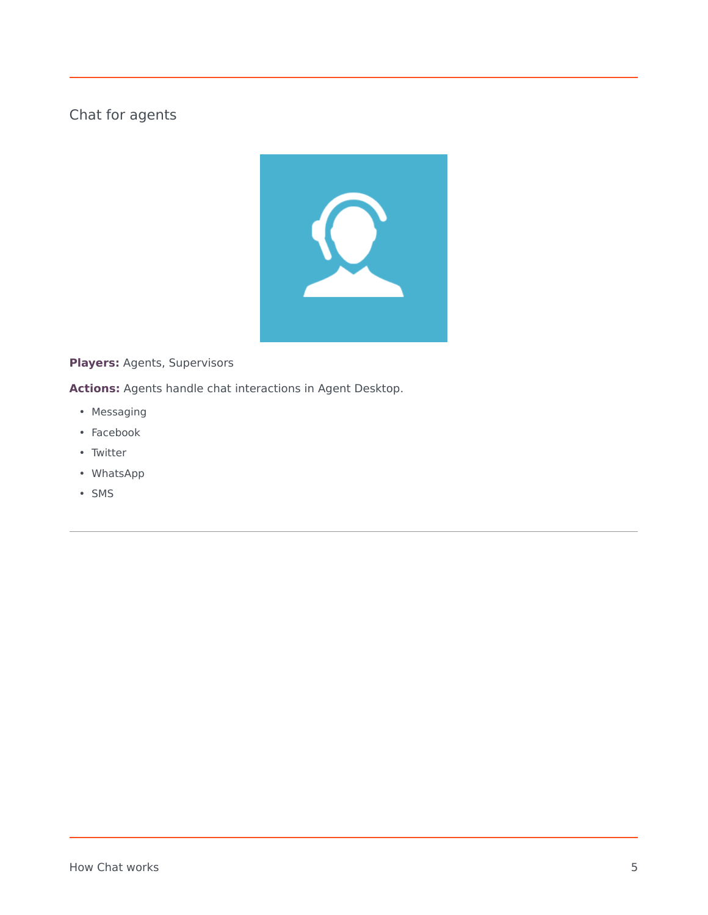## Chat for agents

**Players:** Agents, Supervisors

**Actions:** Agents handle chat interactions in Agent Desktop.

- Messaging
- Facebook
- Twitter
- WhatsApp
- SMS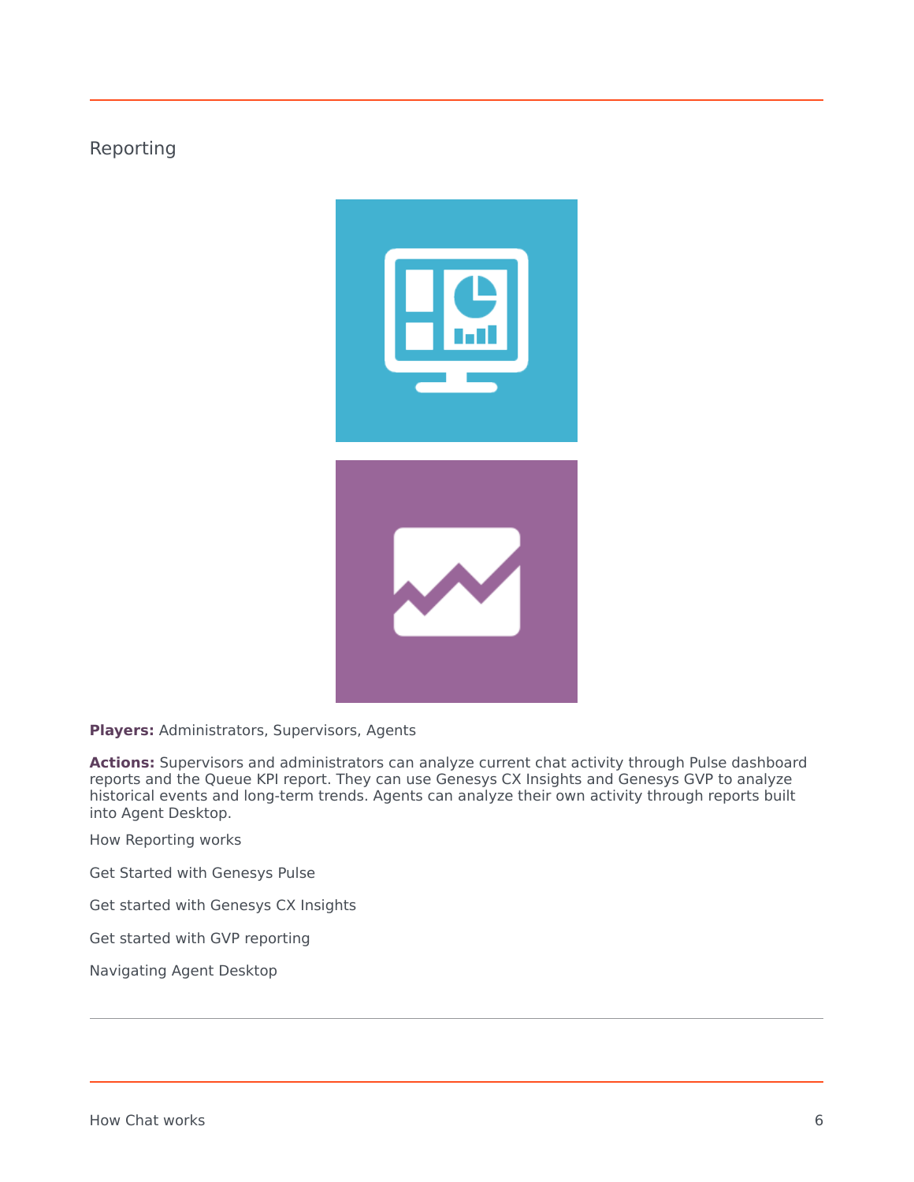## Reporting

**Players:** Administrators, Supervisors, Agents

**Actions:** Supervisors and administrators can analyze current chat activity through Pulse dashboard reports and the Queue KPI report. They can use Genesys CX Insights and Genesys GVP to analyze historical events and long-term trends. Agents can analyze their own activity through reports built into Agent Desktop.

How Reporting works

Get Started with Genesys Pulse

Get started with Genesys CX Insights

Get started with GVP reporting

Navigating Agent Desktop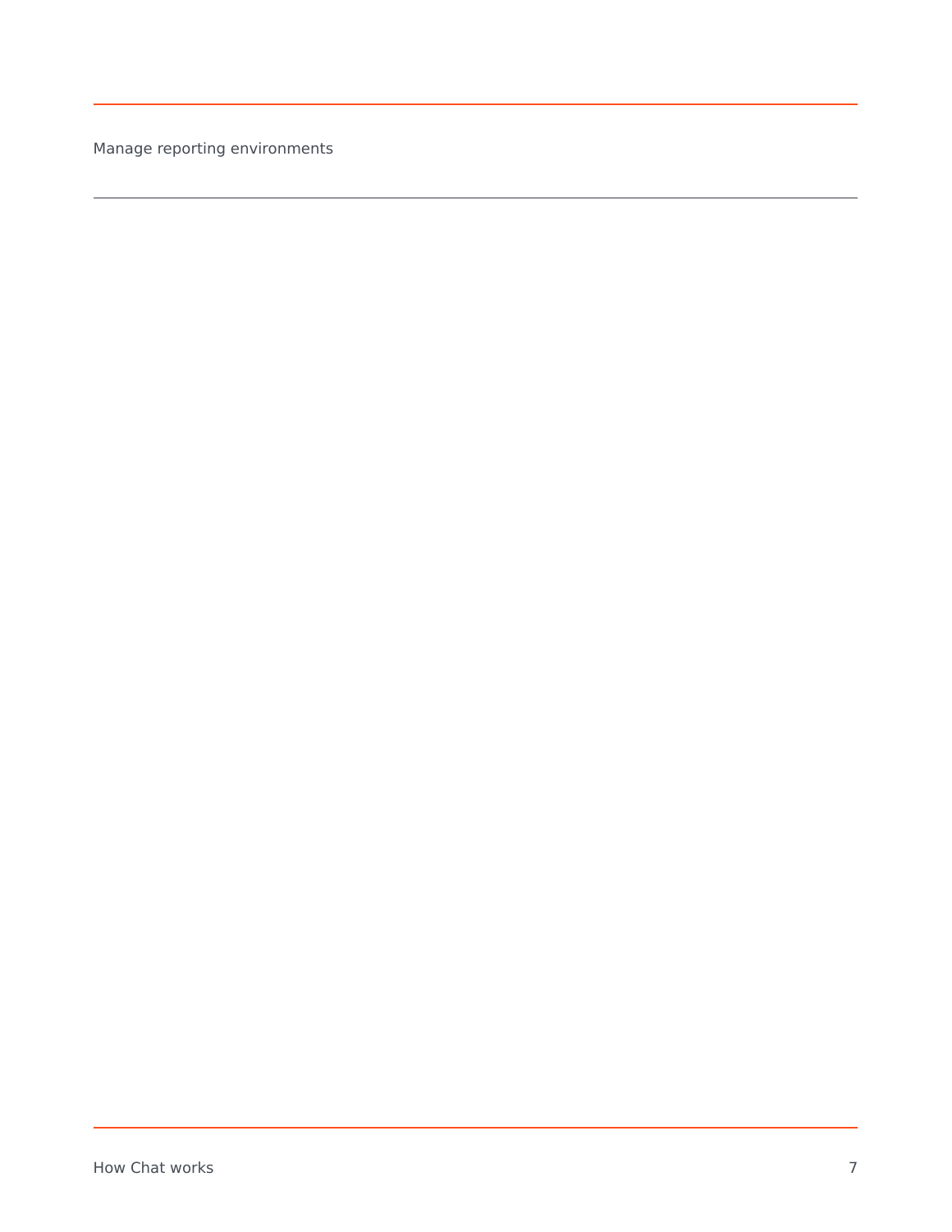Manage reporting environments